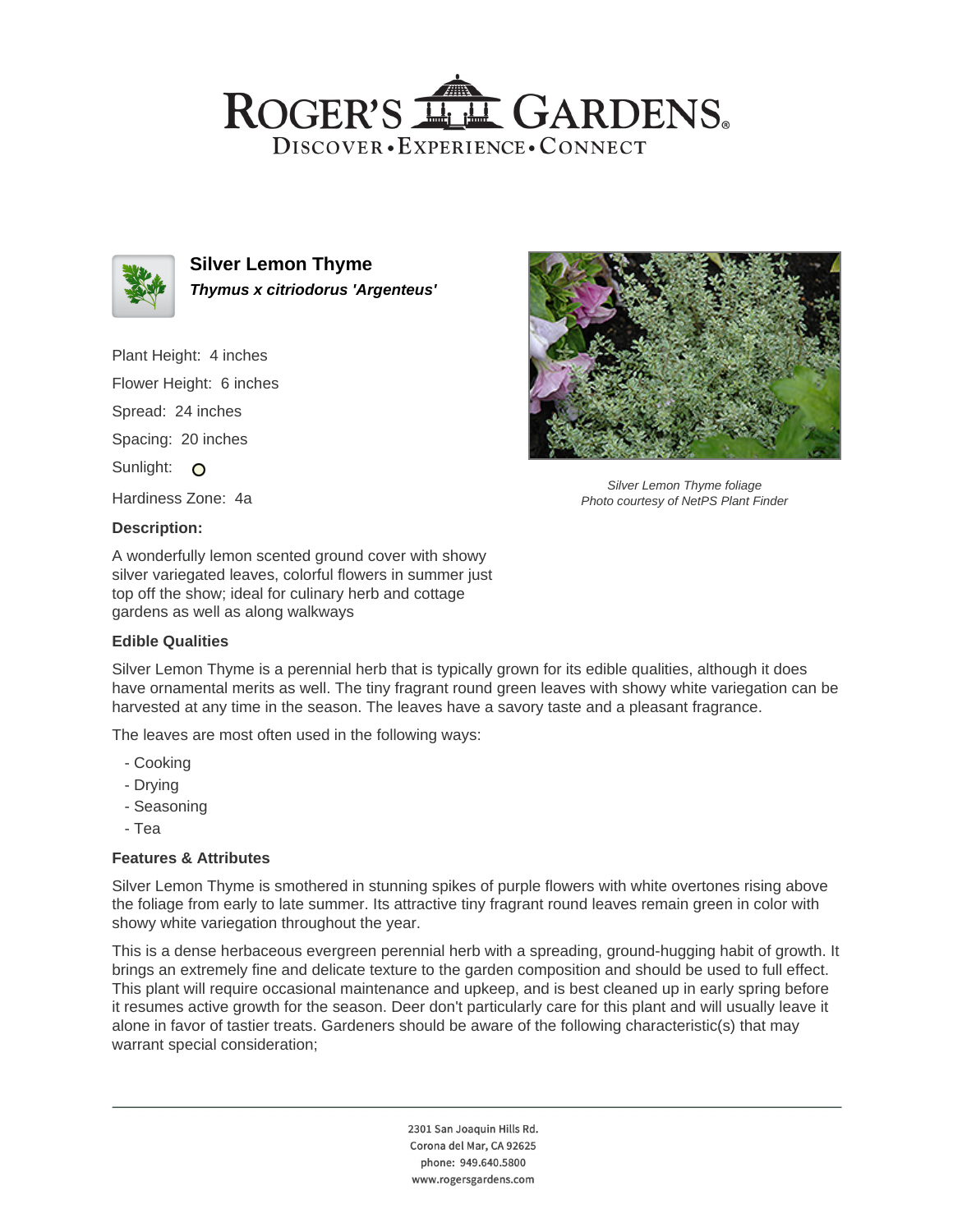# Silver Lemon Thyme

***Thymus x citriodorus 'Argenteus'***

Plant Height: 4 inches

Flower Height: 6 inches

Spread: 24 inches

Spacing: 20 inches

Sunlight: ○

Hardiness Zone: 4a

*Silver Lemon Thyme foliage*
*Photo courtesy of NetPS Plant Finder*

### Description:

A wonderfully lemon scented ground cover with showy silver variegated leaves, colorful flowers in summer just top off the show; ideal for culinary herb and cottage gardens as well as along walkways

### Edible Qualities

Silver Lemon Thyme is a perennial herb that is typically grown for its edible qualities, although it does have ornamental merits as well. The tiny fragrant round green leaves with showy white variegation can be harvested at any time in the season. The leaves have a savory taste and a pleasant fragrance.

The leaves are most often used in the following ways:

- Cooking
- Drying
- Seasoning
- Tea

### Features & Attributes

Silver Lemon Thyme is smothered in stunning spikes of purple flowers with white overtones rising above the foliage from early to late summer. Its attractive tiny fragrant round leaves remain green in color with showy white variegation throughout the year.

This is a dense herbaceous evergreen perennial herb with a spreading, ground-hugging habit of growth. It brings an extremely fine and delicate texture to the garden composition and should be used to full effect. This plant will require occasional maintenance and upkeep, and is best cleaned up in early spring before it resumes active growth for the season. Deer don't particularly care for this plant and will usually leave it alone in favor of tastier treats. Gardeners should be aware of the following characteristic(s) that may warrant special consideration;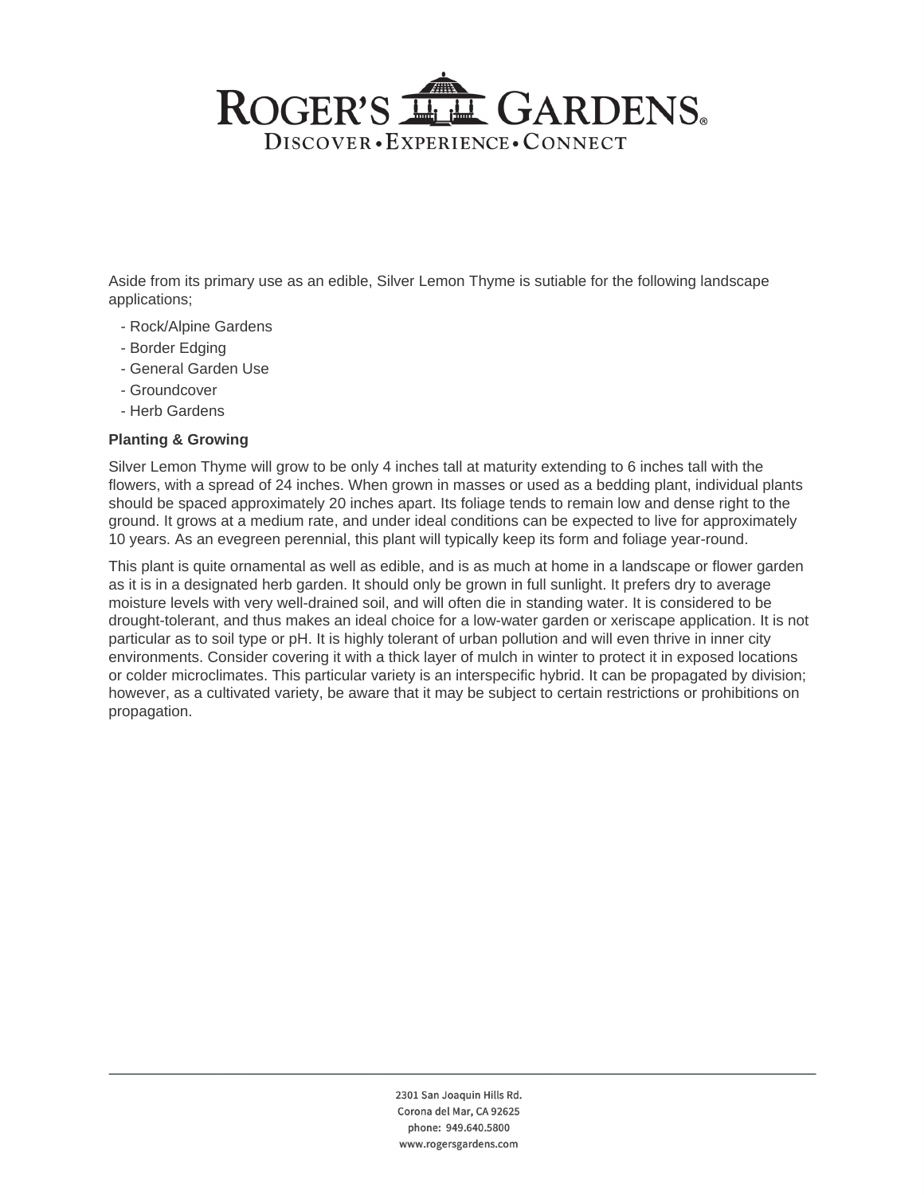Aside from its primary use as an edible, Silver Lemon Thyme is sutiable for the following landscape applications;

- Rock/Alpine Gardens
- Border Edging
- General Garden Use
- Groundcover
- Herb Gardens

**Planting & Growing**

Silver Lemon Thyme will grow to be only 4 inches tall at maturity extending to 6 inches tall with the flowers, with a spread of 24 inches. When grown in masses or used as a bedding plant, individual plants should be spaced approximately 20 inches apart. Its foliage tends to remain low and dense right to the ground. It grows at a medium rate, and under ideal conditions can be expected to live for approximately 10 years. As an evegreen perennial, this plant will typically keep its form and foliage year-round.

This plant is quite ornamental as well as edible, and is as much at home in a landscape or flower garden as it is in a designated herb garden. It should only be grown in full sunlight. It prefers dry to average moisture levels with very well-drained soil, and will often die in standing water. It is considered to be drought-tolerant, and thus makes an ideal choice for a low-water garden or xeriscape application. It is not particular as to soil type or pH. It is highly tolerant of urban pollution and will even thrive in inner city environments. Consider covering it with a thick layer of mulch in winter to protect it in exposed locations or colder microclimates. This particular variety is an interspecific hybrid. It can be propagated by division; however, as a cultivated variety, be aware that it may be subject to certain restrictions or prohibitions on propagation.